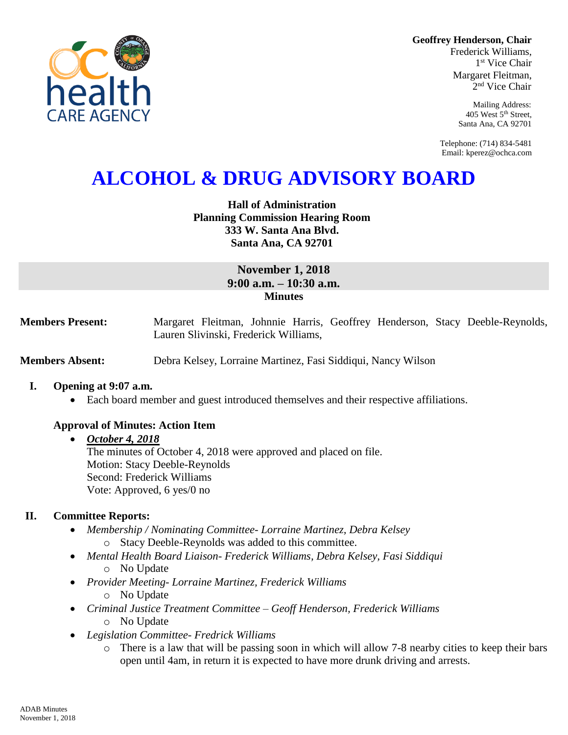**Geoffrey Henderson, Chair**
Frederick Williams,
1st Vice Chair
Margaret Fleitman,
2nd Vice Chair

Mailing Address:
405 West 5th Street,
Santa Ana, CA 92701

Telephone: (714) 834-5481
Email: kperez@ochca.com

# ALCOHOL & DRUG ADVISORY BOARD

**Hall of Administration**
**Planning Commission Hearing Room**
**333 W. Santa Ana Blvd.**
**Santa Ana, CA 92701**

**November 1, 2018**
**9:00 a.m. – 10:30 a.m.**
**Minutes**

**Members Present:** Margaret Fleitman, Johnnie Harris, Geoffrey Henderson, Stacy Deeble-Reynolds, Lauren Slivinski, Frederick Williams,

**Members Absent:** Debra Kelsey, Lorraine Martinez, Fasi Siddiqui, Nancy Wilson

## I. Opening at 9:07 a.m.

- Each board member and guest introduced themselves and their respective affiliations.

### Approval of Minutes: Action Item

- ***October 4, 2018***
  The minutes of October 4, 2018 were approved and placed on file.
  Motion: Stacy Deeble-Reynolds
  Second: Frederick Williams
  Vote: Approved, 6 yes/0 no

## II. Committee Reports:

- *Membership / Nominating Committee- Lorraine Martinez, Debra Kelsey*
  - Stacy Deeble-Reynolds was added to this committee.
- *Mental Health Board Liaison- Frederick Williams, Debra Kelsey, Fasi Siddiqui*
  - No Update
- *Provider Meeting- Lorraine Martinez, Frederick Williams*
  - No Update
- *Criminal Justice Treatment Committee – Geoff Henderson, Frederick Williams*
  - No Update
- *Legislation Committee- Fredrick Williams*
  - There is a law that will be passing soon in which will allow 7-8 nearby cities to keep their bars open until 4am, in return it is expected to have more drunk driving and arrests.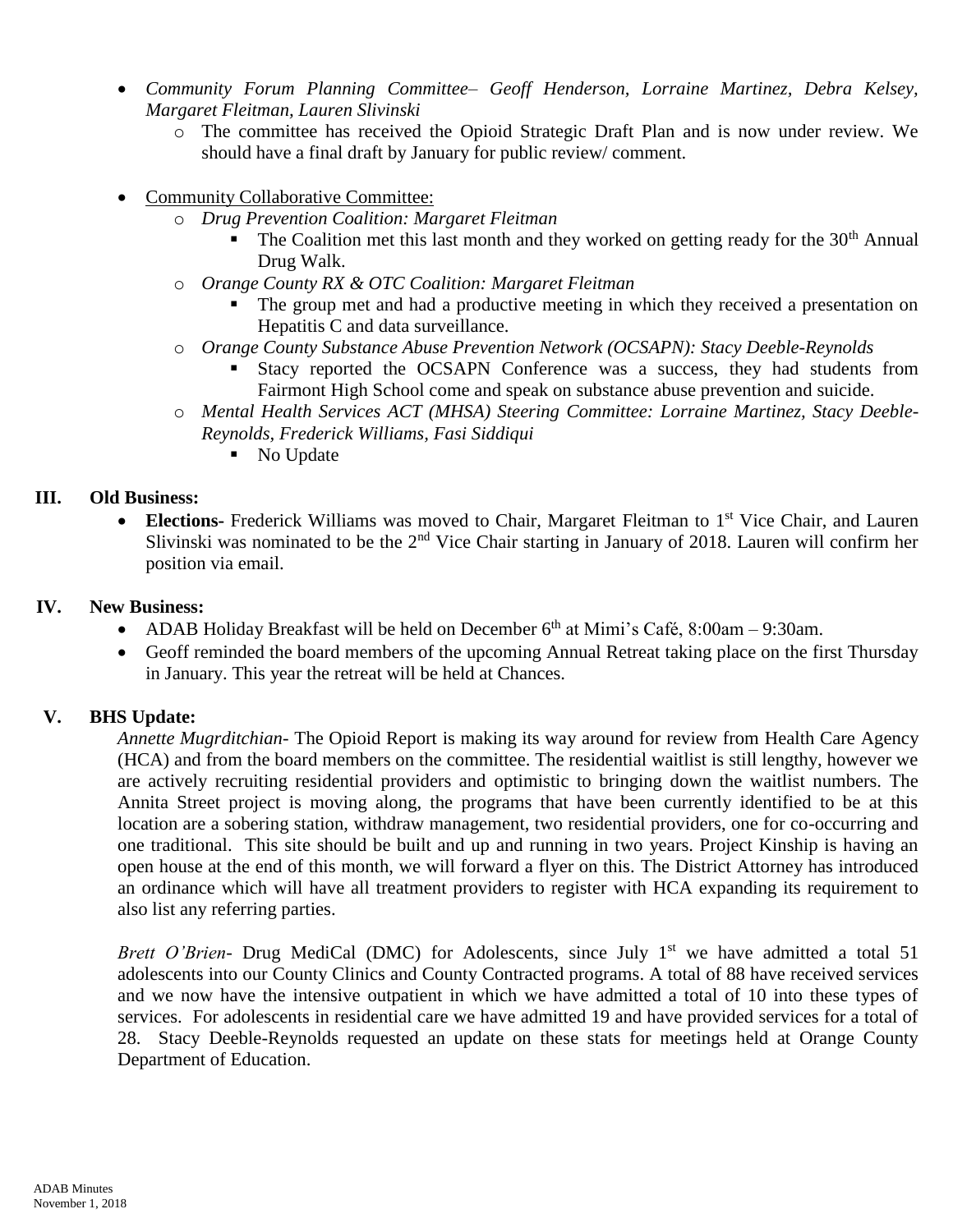- *Community Forum Planning Committee– Geoff Henderson, Lorraine Martinez, Debra Kelsey, Margaret Fleitman, Lauren Slivinski*
    - The committee has received the Opioid Strategic Draft Plan and is now under review. We should have a final draft by January for public review/ comment.

- Community Collaborative Committee:
    - *Drug Prevention Coalition: Margaret Fleitman*
        - The Coalition met this last month and they worked on getting ready for the 30th Annual Drug Walk.
    - *Orange County RX & OTC Coalition: Margaret Fleitman*
        - The group met and had a productive meeting in which they received a presentation on Hepatitis C and data surveillance.
    - *Orange County Substance Abuse Prevention Network (OCSAPN): Stacy Deeble-Reynolds*
        - Stacy reported the OCSAPN Conference was a success, they had students from Fairmont High School come and speak on substance abuse prevention and suicide.
    - *Mental Health Services ACT (MHSA) Steering Committee: Lorraine Martinez, Stacy Deeble-Reynolds, Frederick Williams, Fasi Siddiqui*
        - No Update

## III. Old Business:

- **Elections-** Frederick Williams was moved to Chair, Margaret Fleitman to 1st Vice Chair, and Lauren Slivinski was nominated to be the 2nd Vice Chair starting in January of 2018. Lauren will confirm her position via email.

## IV. New Business:

- ADAB Holiday Breakfast will be held on December 6th at Mimi's Café, 8:00am – 9:30am.
- Geoff reminded the board members of the upcoming Annual Retreat taking place on the first Thursday in January. This year the retreat will be held at Chances.

## V. BHS Update:

*Annette Mugrditchian-* The Opioid Report is making its way around for review from Health Care Agency (HCA) and from the board members on the committee. The residential waitlist is still lengthy, however we are actively recruiting residential providers and optimistic to bringing down the waitlist numbers. The Annita Street project is moving along, the programs that have been currently identified to be at this location are a sobering station, withdraw management, two residential providers, one for co-occurring and one traditional. This site should be built and up and running in two years. Project Kinship is having an open house at the end of this month, we will forward a flyer on this. The District Attorney has introduced an ordinance which will have all treatment providers to register with HCA expanding its requirement to also list any referring parties.

*Brett O'Brien-* Drug MediCal (DMC) for Adolescents, since July 1st we have admitted a total 51 adolescents into our County Clinics and County Contracted programs. A total of 88 have received services and we now have the intensive outpatient in which we have admitted a total of 10 into these types of services. For adolescents in residential care we have admitted 19 and have provided services for a total of 28. Stacy Deeble-Reynolds requested an update on these stats for meetings held at Orange County Department of Education.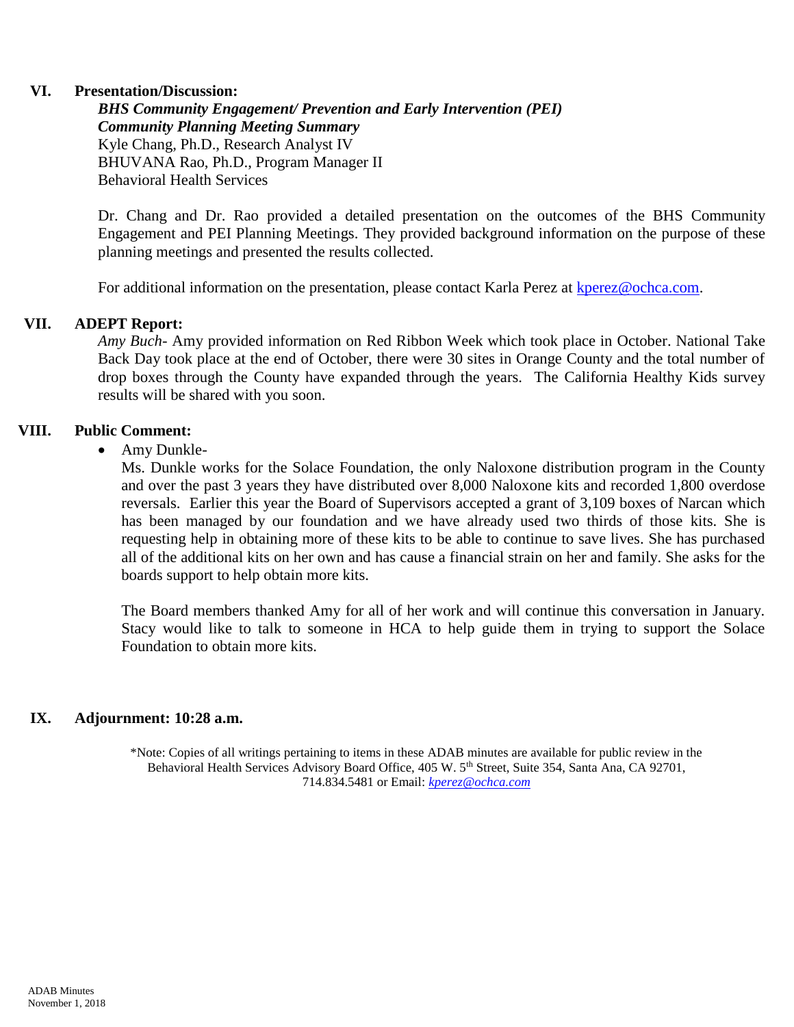## VI. Presentation/Discussion:

***BHS Community Engagement/ Prevention and Early Intervention (PEI) Community Planning Meeting Summary***
Kyle Chang, Ph.D., Research Analyst IV
BHUVANA Rao, Ph.D., Program Manager II
Behavioral Health Services

Dr. Chang and Dr. Rao provided a detailed presentation on the outcomes of the BHS Community Engagement and PEI Planning Meetings. They provided background information on the purpose of these planning meetings and presented the results collected.

For additional information on the presentation, please contact Karla Perez at kperez@ochca.com.

## VII. ADEPT Report:

*Amy Buch-* Amy provided information on Red Ribbon Week which took place in October. National Take Back Day took place at the end of October, there were 30 sites in Orange County and the total number of drop boxes through the County have expanded through the years. The California Healthy Kids survey results will be shared with you soon.

## VIII. Public Comment:

- Amy Dunkle-

  Ms. Dunkle works for the Solace Foundation, the only Naloxone distribution program in the County and over the past 3 years they have distributed over 8,000 Naloxone kits and recorded 1,800 overdose reversals. Earlier this year the Board of Supervisors accepted a grant of 3,109 boxes of Narcan which has been managed by our foundation and we have already used two thirds of those kits. She is requesting help in obtaining more of these kits to be able to continue to save lives. She has purchased all of the additional kits on her own and has cause a financial strain on her and family. She asks for the boards support to help obtain more kits.

  The Board members thanked Amy for all of her work and will continue this conversation in January. Stacy would like to talk to someone in HCA to help guide them in trying to support the Solace Foundation to obtain more kits.

## IX. Adjournment: 10:28 a.m.

*Note: Copies of all writings pertaining to items in these ADAB minutes are available for public review in the Behavioral Health Services Advisory Board Office, 405 W. 5th Street, Suite 354, Santa Ana, CA 92701, 714.834.5481 or Email: *kperez@ochca.com*